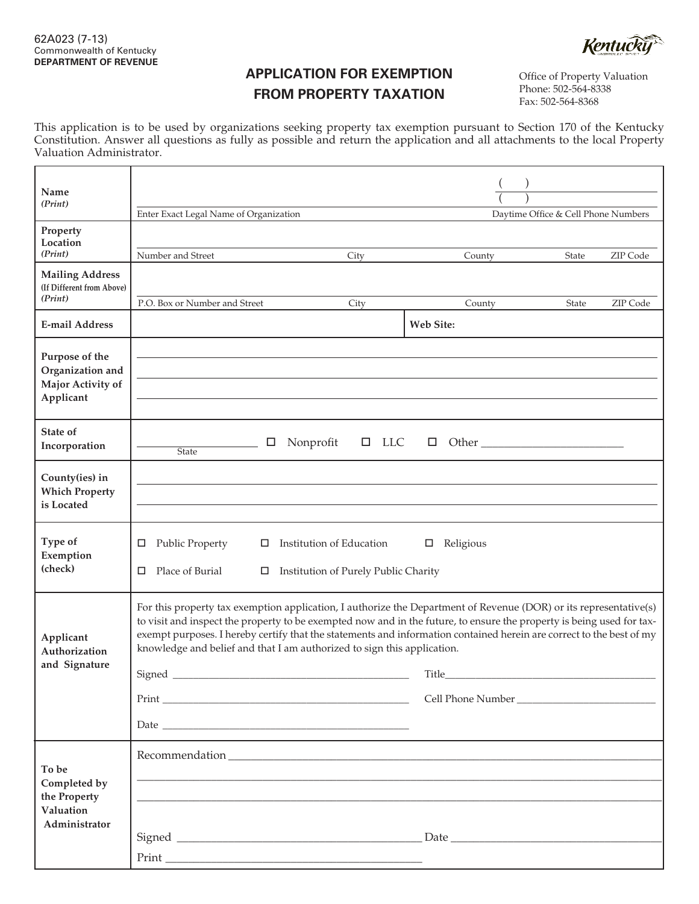62A023 (7-13)
Commonwealth of Kentucky
**DEPARTMENT OF REVENUE**

# APPLICATION FOR EXEMPTION FROM PROPERTY TAXATION

Office of Property Valuation
Phone: 502-564-8338
Fax: 502-564-8368

This application is to be used by organizations seeking property tax exemption pursuant to Section 170 of the Kentucky Constitution. Answer all questions as fully as possible and return the application and all attachments to the local Property Valuation Administrator.

| | |
|---|---|
| **Name** *(Print)* | Enter Exact Legal Name of Organization ______________________ ( ) ______ ( ) ______ Daytime Office & Cell Phone Numbers |
| **Property Location** *(Print)* | Number and Street ______ City ______ County ______ State ______ ZIP Code ______ |
| **Mailing Address** (If Different from Above) *(Print)* | P.O. Box or Number and Street ______ City ______ County ______ State ______ ZIP Code ______ |
| **E-mail Address** | ______ **Web Site:** ______ |
| **Purpose of the Organization and Major Activity of Applicant** | ______________________ |
| **State of Incorporation** | ______ State ☐ Nonprofit ☐ LLC ☐ Other ______ |
| **County(ies) in Which Property is Located** | ______________________ |
| **Type of Exemption (check)** | ☐ Public Property ☐ Institution of Education ☐ Religious ☐ Place of Burial ☐ Institution of Purely Public Charity |
| **Applicant Authorization and Signature** | For this property tax exemption application, I authorize the Department of Revenue (DOR) or its representative(s) to visit and inspect the property to be exempted now and in the future, to ensure the property is being used for tax-exempt purposes. I hereby certify that the statements and information contained herein are correct to the best of my knowledge and belief and that I am authorized to sign this application. Signed ______ Title ______ Print ______ Cell Phone Number ______ Date ______ |
| **To be Completed by the Property Valuation Administrator** | Recommendation ______________________ Signed ______ Date ______ Print ______ |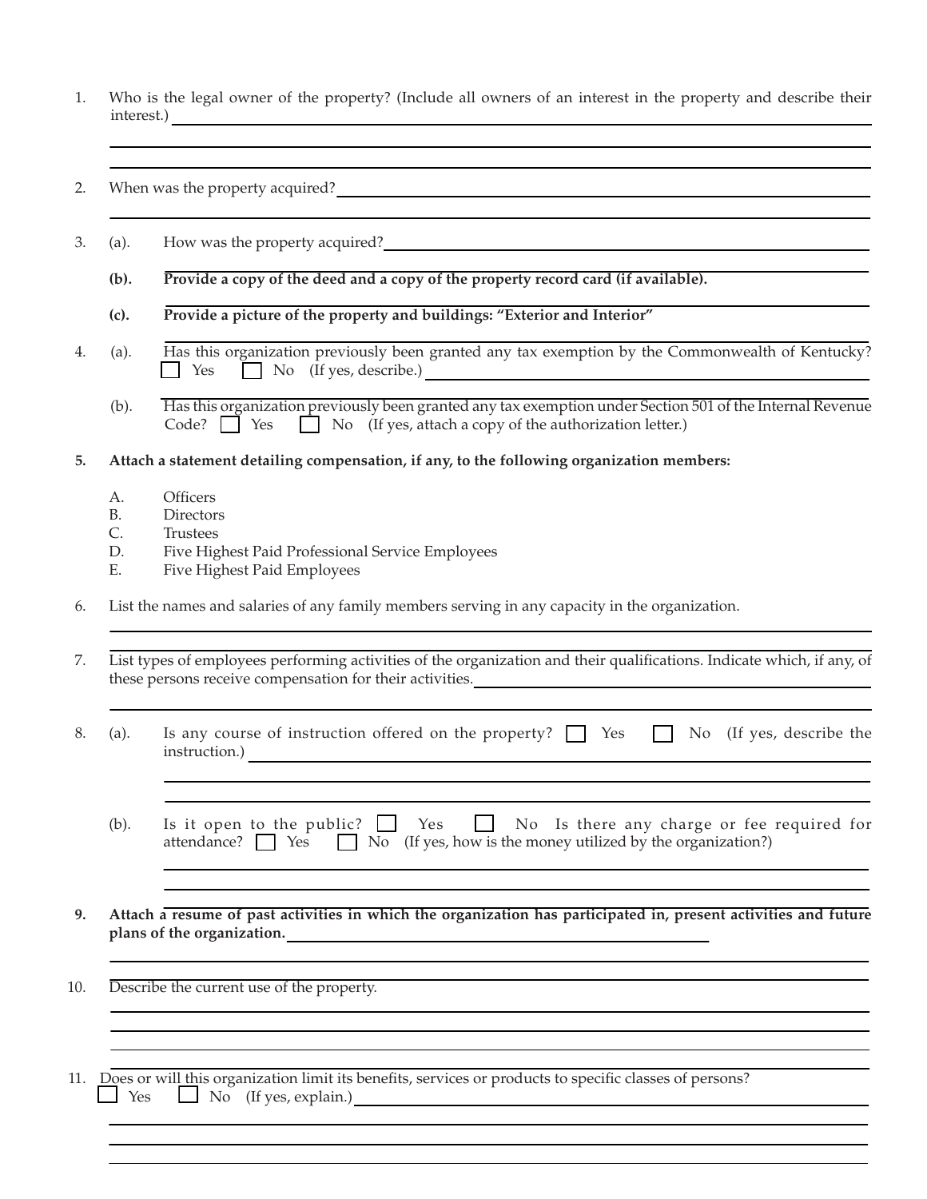1. Who is the legal owner of the property? (Include all owners of an interest in the property and describe their interest.) ____________________________________________

____________________________________________

____________________________________________

2. When was the property acquired? ____________________________________________

____________________________________________

3. (a). How was the property acquired? ____________________________________________

   **(b). Provide a copy of the deed and a copy of the property record card (if available).**

   **(c). Provide a picture of the property and buildings: "Exterior and Interior"**

4. (a). Has this organization previously been granted any tax exemption by the Commonwealth of Kentucky? ☐ Yes ☐ No (If yes, describe.) ____________________________________________

   (b). Has this organization previously been granted any tax exemption under Section 501 of the Internal Revenue Code? ☐ Yes ☐ No (If yes, attach a copy of the authorization letter.)

**5. Attach a statement detailing compensation, if any, to the following organization members:**

   A. Officers
   B. Directors
   C. Trustees
   D. Five Highest Paid Professional Service Employees
   E. Five Highest Paid Employees

6. List the names and salaries of any family members serving in any capacity in the organization.

____________________________________________

____________________________________________

7. List types of employees performing activities of the organization and their qualifications. Indicate which, if any, of these persons receive compensation for their activities. ____________________________________________

____________________________________________

8. (a). Is any course of instruction offered on the property? ☐ Yes ☐ No (If yes, describe the instruction.) ____________________________________________

   ____________________________________________

   ____________________________________________

   (b). Is it open to the public? ☐ Yes ☐ No Is there any charge or fee required for attendance? ☐ Yes ☐ No (If yes, how is the money utilized by the organization?)

   ____________________________________________

   ____________________________________________

**9. Attach a resume of past activities in which the organization has participated in, present activities and future plans of the organization.** ____________________________________________

____________________________________________

10. Describe the current use of the property.

____________________________________________

____________________________________________

____________________________________________

11. Does or will this organization limit its benefits, services or products to specific classes of persons? ☐ Yes ☐ No (If yes, explain.) ____________________________________________

____________________________________________

____________________________________________

____________________________________________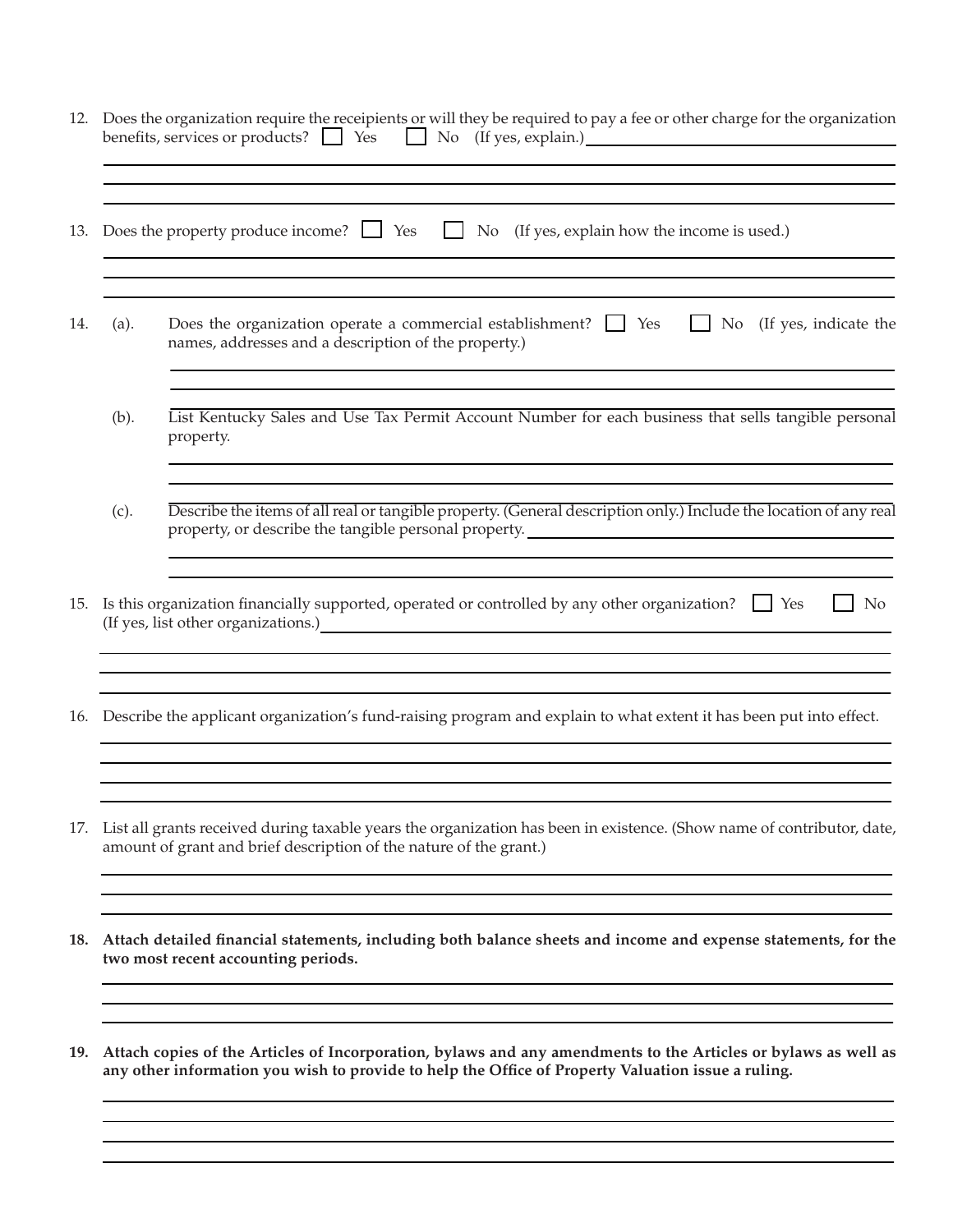12. Does the organization require the receipients or will they be required to pay a fee or other charge for the organization benefits, services or products? ☐ Yes ☐ No (If yes, explain.) \_\_\_\_\_\_\_\_\_\_\_\_\_\_\_\_\_\_\_\_

13. Does the property produce income? ☐ Yes ☐ No (If yes, explain how the income is used.)

14. (a). Does the organization operate a commercial establishment? ☐ Yes ☐ No (If yes, indicate the names, addresses and a description of the property.)

    (b). List Kentucky Sales and Use Tax Permit Account Number for each business that sells tangible personal property.

    (c). Describe the items of all real or tangible property. (General description only.) Include the location of any real property, or describe the tangible personal property. \_\_\_\_\_\_\_\_\_\_\_\_\_\_\_\_\_\_\_\_

15. Is this organization financially supported, operated or controlled by any other organization? ☐ Yes ☐ No (If yes, list other organizations.) \_\_\_\_\_\_\_\_\_\_\_\_\_\_\_\_\_\_\_\_

16. Describe the applicant organization's fund-raising program and explain to what extent it has been put into effect.

17. List all grants received during taxable years the organization has been in existence. (Show name of contributor, date, amount of grant and brief description of the nature of the grant.)

18. **Attach detailed financial statements, including both balance sheets and income and expense statements, for the two most recent accounting periods.**

19. **Attach copies of the Articles of Incorporation, bylaws and any amendments to the Articles or bylaws as well as any other information you wish to provide to help the Office of Property Valuation issue a ruling.**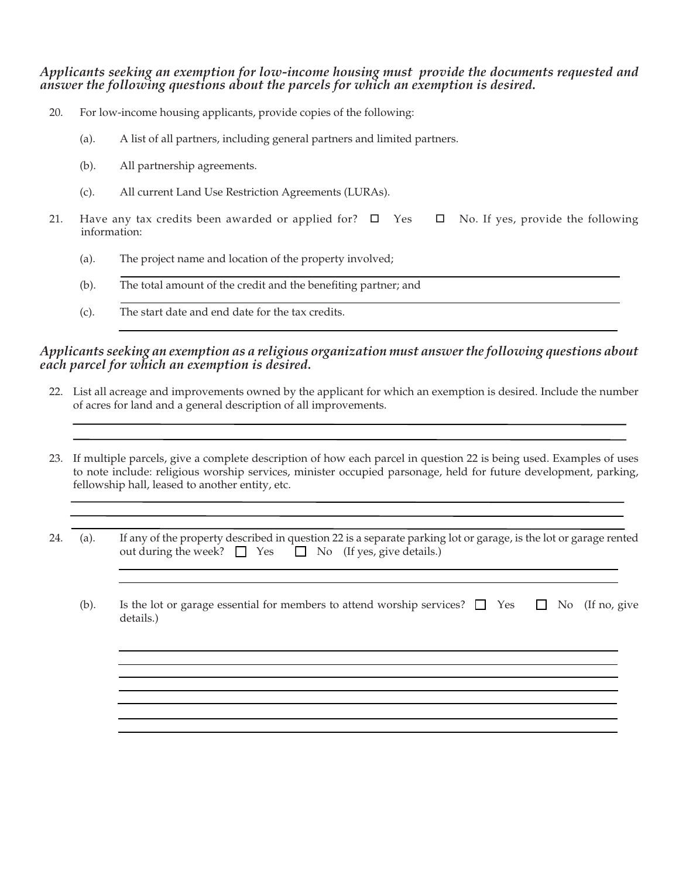***Applicants seeking an exemption for low-income housing must provide the documents requested and answer the following questions about the parcels for which an exemption is desired.***

20. For low-income housing applicants, provide copies of the following:

    (a). A list of all partners, including general partners and limited partners.

    (b). All partnership agreements.

    (c). All current Land Use Restriction Agreements (LURAs).

21. Have any tax credits been awarded or applied for? ☐ Yes ☐ No. If yes, provide the following information:

    (a). The project name and location of the property involved;

    ______________________________________________

    (b). The total amount of the credit and the benefiting partner; and

    ______________________________________________

    (c). The start date and end date for the tax credits.

    ______________________________________________

***Applicants seeking an exemption as a religious organization must answer the following questions about each parcel for which an exemption is desired.***

22. List all acreage and improvements owned by the applicant for which an exemption is desired. Include the number of acres for land and a general description of all improvements.

    ______________________________________________

    ______________________________________________

23. If multiple parcels, give a complete description of how each parcel in question 22 is being used. Examples of uses to note include: religious worship services, minister occupied parsonage, held for future development, parking, fellowship hall, leased to another entity, etc.

    ______________________________________________

    ______________________________________________

    ______________________________________________

24. (a). If any of the property described in question 22 is a separate parking lot or garage, is the lot or garage rented out during the week? ☐ Yes ☐ No (If yes, give details.)

    ______________________________________________

    ______________________________________________

    (b). Is the lot or garage essential for members to attend worship services? ☐ Yes ☐ No (If no, give details.)

    ______________________________________________

    ______________________________________________

    ______________________________________________

    ______________________________________________

    ______________________________________________

    ______________________________________________

    ______________________________________________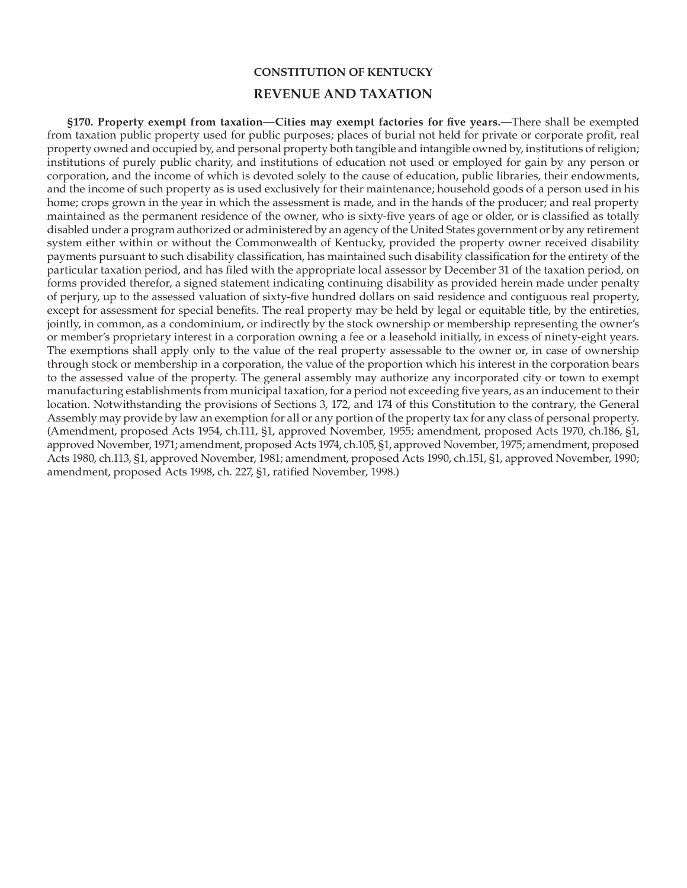**CONSTITUTION OF KENTUCKY**

## REVENUE AND TAXATION

**§170. Property exempt from taxation—Cities may exempt factories for five years.—**There shall be exempted from taxation public property used for public purposes; places of burial not held for private or corporate profit, real property owned and occupied by, and personal property both tangible and intangible owned by, institutions of religion; institutions of purely public charity, and institutions of education not used or employed for gain by any person or corporation, and the income of which is devoted solely to the cause of education, public libraries, their endowments, and the income of such property as is used exclusively for their maintenance; household goods of a person used in his home; crops grown in the year in which the assessment is made, and in the hands of the producer; and real property maintained as the permanent residence of the owner, who is sixty-five years of age or older, or is classified as totally disabled under a program authorized or administered by an agency of the United States government or by any retirement system either within or without the Commonwealth of Kentucky, provided the property owner received disability payments pursuant to such disability classification, has maintained such disability classification for the entirety of the particular taxation period, and has filed with the appropriate local assessor by December 31 of the taxation period, on forms provided therefor, a signed statement indicating continuing disability as provided herein made under penalty of perjury, up to the assessed valuation of sixty-five hundred dollars on said residence and contiguous real property, except for assessment for special benefits. The real property may be held by legal or equitable title, by the entireties, jointly, in common, as a condominium, or indirectly by the stock ownership or membership representing the owner's or member's proprietary interest in a corporation owning a fee or a leasehold initially, in excess of ninety-eight years. The exemptions shall apply only to the value of the real property assessable to the owner or, in case of ownership through stock or membership in a corporation, the value of the proportion which his interest in the corporation bears to the assessed value of the property. The general assembly may authorize any incorporated city or town to exempt manufacturing establishments from municipal taxation, for a period not exceeding five years, as an inducement to their location. Notwithstanding the provisions of Sections 3, 172, and 174 of this Constitution to the contrary, the General Assembly may provide by law an exemption for all or any portion of the property tax for any class of personal property. (Amendment, proposed Acts 1954, ch.111, §1, approved November, 1955; amendment, proposed Acts 1970, ch.186, §1, approved November, 1971; amendment, proposed Acts 1974, ch.105, §1, approved November, 1975; amendment, proposed Acts 1980, ch.113, §1, approved November, 1981; amendment, proposed Acts 1990, ch.151, §1, approved November, 1990; amendment, proposed Acts 1998, ch. 227, §1, ratified November, 1998.)